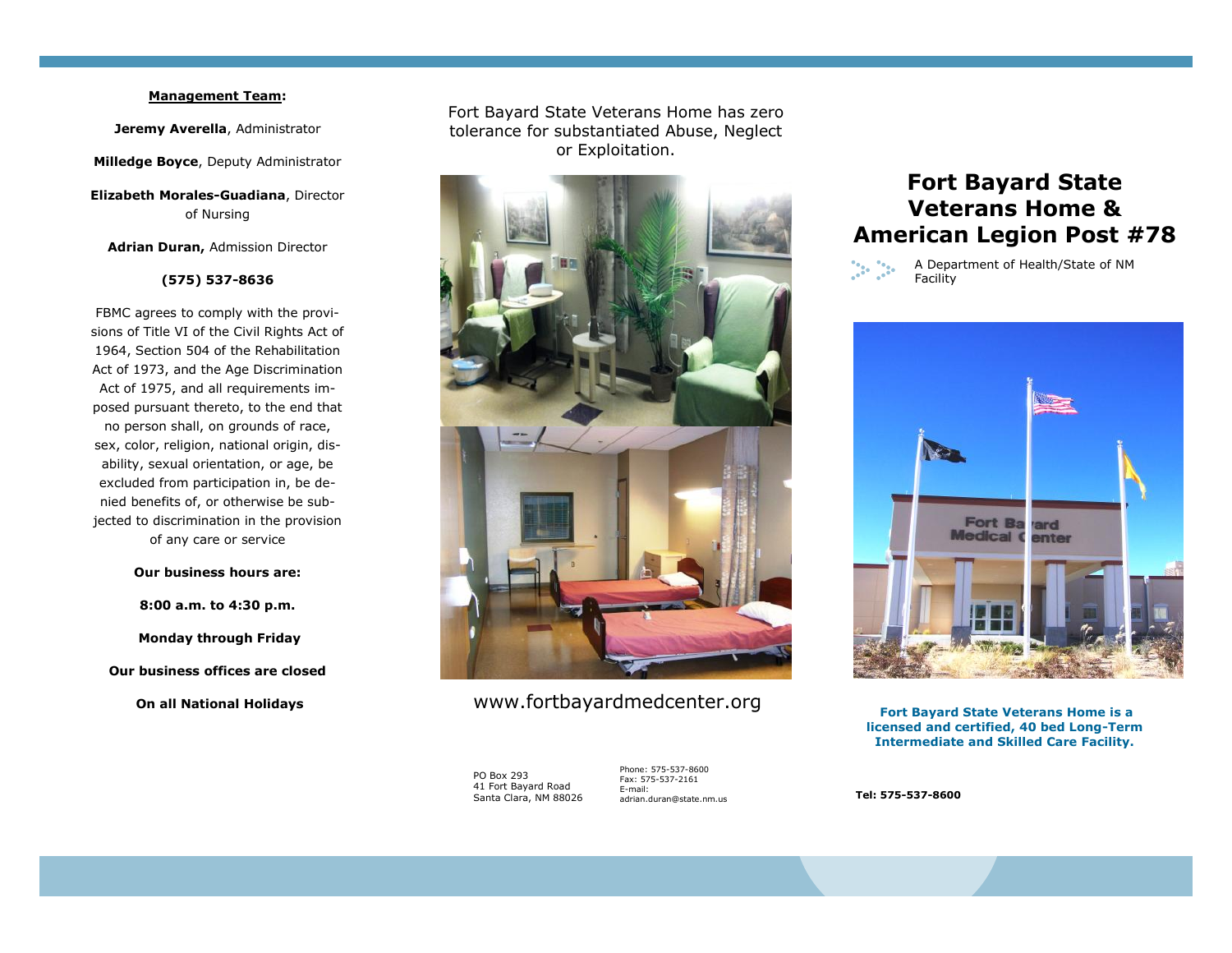**Management Team:**

**Jeremy Averella**, Administrator

**Milledge Boyce**, Deputy Administrator

**Elizabeth Morales-Guadiana**, Director of Nursing

**Adrian Duran,** Admission Director

**(575) 537-8636**

FBMC agrees to comply with the provisions of Title VI of the Civil Rights Act of 1964, Section 504 of the Rehabilitation Act of 1973, and the Age Discrimination Act of 1975, and all requirements imposed pursuant thereto, to the end that no person shall, on grounds of race, sex, color, religion, national origin, disability, sexual orientation, or age, be excluded from participation in, be denied benefits of, or otherwise be subjected to discrimination in the provision of any care or service

**Our business hours are:**

**8:00 a.m. to 4:30 p.m.**

**Monday through Friday**

**Our business offices are closed**

**On all National Holidays**

Fort Bayard State Veterans Home has zero tolerance for substantiated Abuse, Neglect or Exploitation.

www.fortbayardmedcenter.org

PO Box 293
41 Fort Bayard Road
Santa Clara, NM 88026

Phone: 575-537-8600
Fax: 575-537-2161
E-mail:
adrian.duran@state.nm.us

# Fort Bayard State Veterans Home & American Legion Post #78

A Department of Health/State of NM Facility

**Fort Bayard State Veterans Home is a licensed and certified, 40 bed Long-Term Intermediate and Skilled Care Facility.**

**Tel: 575-537-8600**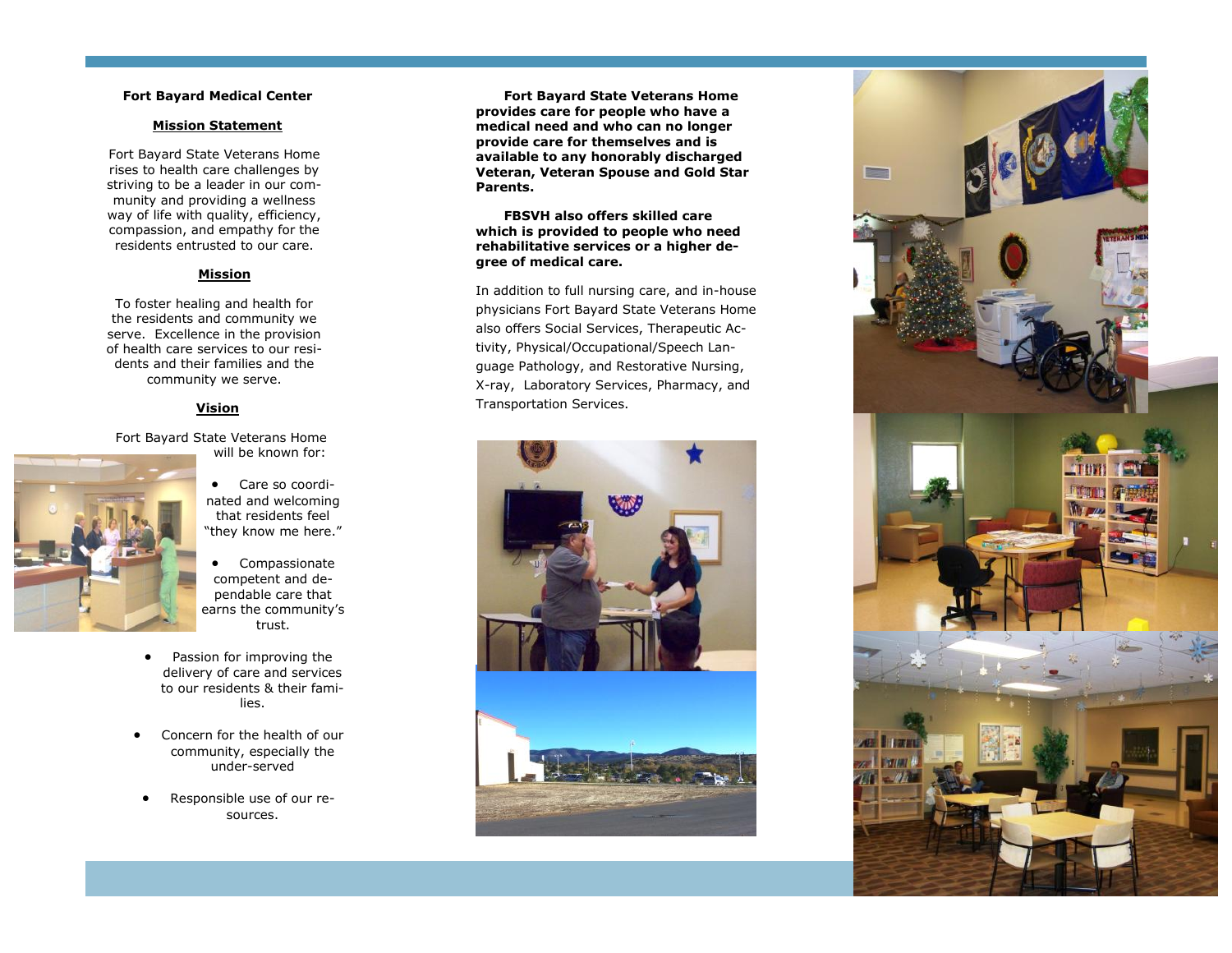**Fort Bayard Medical Center**

**Mission Statement**

Fort Bayard State Veterans Home rises to health care challenges by striving to be a leader in our community and providing a wellness way of life with quality, efficiency, compassion, and empathy for the residents entrusted to our care.

**Mission**

To foster healing and health for the residents and community we serve. Excellence in the provision of health care services to our residents and their families and the community we serve.

**Vision**

Fort Bayard State Veterans Home will be known for:

- Care so coordinated and welcoming that residents feel "they know me here."
- Compassionate competent and dependable care that earns the community's trust.
- Passion for improving the delivery of care and services to our residents & their families.
- Concern for the health of our community, especially the under-served
- Responsible use of our resources.

**Fort Bayard State Veterans Home provides care for people who have a medical need and who can no longer provide care for themselves and is available to any honorably discharged Veteran, Veteran Spouse and Gold Star Parents.**

**FBSVH also offers skilled care which is provided to people who need rehabilitative services or a higher degree of medical care.**

In addition to full nursing care, and in-house physicians Fort Bayard State Veterans Home also offers Social Services, Therapeutic Activity, Physical/Occupational/Speech Language Pathology, and Restorative Nursing, X-ray, Laboratory Services, Pharmacy, and Transportation Services.